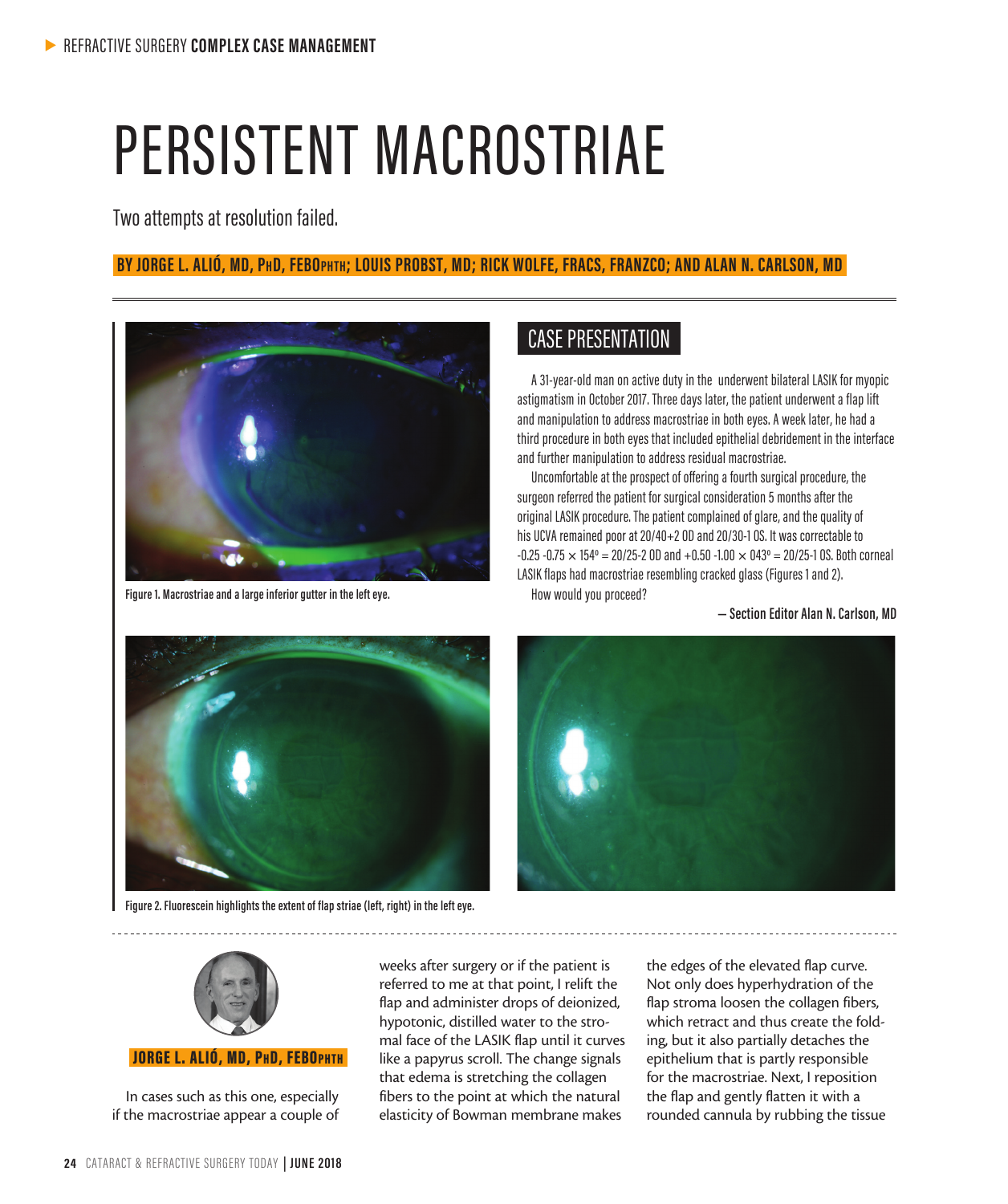# PERSISTENT MACROSTRIAE

Two attempts at resolution failed.

**BY JORGE L. ALIÓ, MD, PhD, FEBOphth; LOUIS PROBST, MD; RICK WOLFE, FRACS, FRANZCO; AND ALAN N. CARLSON, MD**

Figure 1. Macrostriae and a large inferior gutter in the left eye.

## CASE PRESENTATION

A 31-year-old man on active duty in the underwent bilateral LASIK for myopic astigmatism in October 2017. Three days later, the patient underwent a flap lift and manipulation to address macrostriae in both eyes. A week later, he had a third procedure in both eyes that included epithelial debridement in the interface and further manipulation to address residual macrostriae.

Uncomfortable at the prospect of offering a fourth surgical procedure, the surgeon referred the patient for surgical consideration 5 months after the original LASIK procedure. The patient complained of glare, and the quality of his UCVA remained poor at 20/40+2 OD and 20/30-1 OS. It was correctable to -0.25 -0.75 × 154º = 20/25-2 OD and +0.50 -1.00 × 043º = 20/25-1 OS. Both corneal LASIK flaps had macrostriae resembling cracked glass (Figures 1 and 2).

How would you proceed?

**— Section Editor Alan N. Carlson, MD**

Figure 2. Fluorescein highlights the extent of flap striae (left, right) in the left eye.

---

**JORGE L. ALIÓ, MD, PhD, FEBOphth**

In cases such as this one, especially if the macrostriae appear a couple of weeks after surgery or if the patient is referred to me at that point, I relift the flap and administer drops of deionized, hypotonic, distilled water to the stromal face of the LASIK flap until it curves like a papyrus scroll. The change signals that edema is stretching the collagen fibers to the point at which the natural elasticity of Bowman membrane makes the edges of the elevated flap curve. Not only does hyperhydration of the flap stroma loosen the collagen fibers, which retract and thus create the folding, but it also partially detaches the epithelium that is partly responsible for the macrostriae. Next, I reposition the flap and gently flatten it with a rounded cannula by rubbing the tissue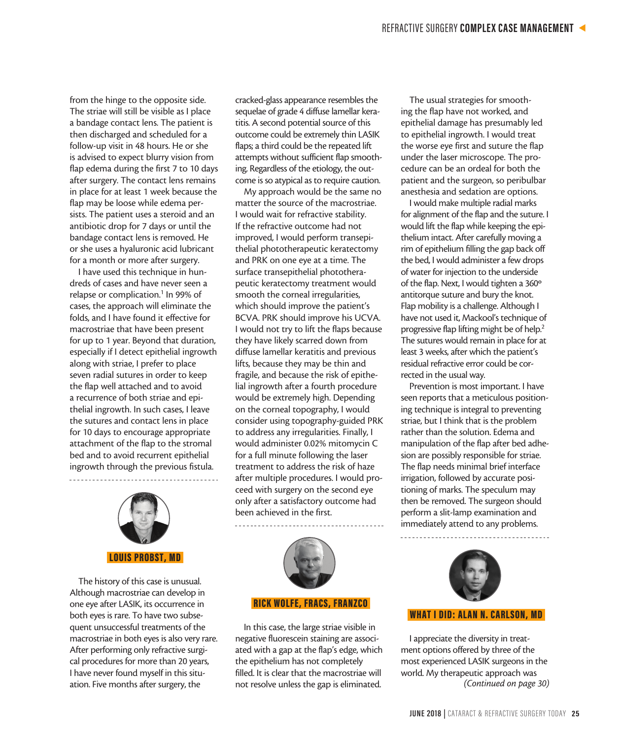from the hinge to the opposite side. The striae will still be visible as I place a bandage contact lens. The patient is then discharged and scheduled for a follow-up visit in 48 hours. He or she is advised to expect blurry vision from flap edema during the first 7 to 10 days after surgery. The contact lens remains in place for at least 1 week because the flap may be loose while edema persists. The patient uses a steroid and an antibiotic drop for 7 days or until the bandage contact lens is removed. He or she uses a hyaluronic acid lubricant for a month or more after surgery.

I have used this technique in hundreds of cases and have never seen a relapse or complication.[1] In 99% of cases, the approach will eliminate the folds, and I have found it effective for macrostriae that have been present for up to 1 year. Beyond that duration, especially if I detect epithelial ingrowth along with striae, I prefer to place seven radial sutures in order to keep the flap well attached and to avoid a recurrence of both striae and epithelial ingrowth. In such cases, I leave the sutures and contact lens in place for 10 days to encourage appropriate attachment of the flap to the stromal bed and to avoid recurrent epithelial ingrowth through the previous fistula.

## LOUIS PROBST, MD

The history of this case is unusual. Although macrostriae can develop in one eye after LASIK, its occurrence in both eyes is rare. To have two subsequent unsuccessful treatments of the macrostriae in both eyes is also very rare. After performing only refractive surgical procedures for more than 20 years, I have never found myself in this situation. Five months after surgery, the cracked-glass appearance resembles the sequelae of grade 4 diffuse lamellar keratitis. A second potential source of this outcome could be extremely thin LASIK flaps; a third could be the repeated lift attempts without sufficient flap smoothing. Regardless of the etiology, the outcome is so atypical as to require caution.

My approach would be the same no matter the source of the macrostriae. I would wait for refractive stability. If the refractive outcome had not improved, I would perform transepithelial phototherapeutic keratectomy and PRK on one eye at a time. The surface transepithelial phototherapeutic keratectomy treatment would smooth the corneal irregularities, which should improve the patient's BCVA. PRK should improve his UCVA. I would not try to lift the flaps because they have likely scarred down from diffuse lamellar keratitis and previous lifts, because they may be thin and fragile, and because the risk of epithelial ingrowth after a fourth procedure would be extremely high. Depending on the corneal topography, I would consider using topography-guided PRK to address any irregularities. Finally, I would administer 0.02% mitomycin C for a full minute following the laser treatment to address the risk of haze after multiple procedures. I would proceed with surgery on the second eye only after a satisfactory outcome had been achieved in the first.

## RICK WOLFE, FRACS, FRANZCO

In this case, the large striae visible in negative fluorescein staining are associated with a gap at the flap's edge, which the epithelium has not completely filled. It is clear that the macrostriae will not resolve unless the gap is eliminated.

The usual strategies for smoothing the flap have not worked, and epithelial damage has presumably led to epithelial ingrowth. I would treat the worse eye first and suture the flap under the laser microscope. The procedure can be an ordeal for both the patient and the surgeon, so peribulbar anesthesia and sedation are options.

I would make multiple radial marks for alignment of the flap and the suture. I would lift the flap while keeping the epithelium intact. After carefully moving a rim of epithelium filling the gap back off the bed, I would administer a few drops of water for injection to the underside of the flap. Next, I would tighten a 360° antitorque suture and bury the knot. Flap mobility is a challenge. Although I have not used it, Mackool's technique of progressive flap lifting might be of help.[2] The sutures would remain in place for at least 3 weeks, after which the patient's residual refractive error could be corrected in the usual way.

Prevention is most important. I have seen reports that a meticulous positioning technique is integral to preventing striae, but I think that is the problem rather than the solution. Edema and manipulation of the flap after bed adhesion are possibly responsible for striae. The flap needs minimal brief interface irrigation, followed by accurate positioning of marks. The speculum may then be removed. The surgeon should perform a slit-lamp examination and immediately attend to any problems.

## WHAT I DID: ALAN N. CARLSON, MD

I appreciate the diversity in treatment options offered by three of the most experienced LASIK surgeons in the world. My therapeutic approach was

*(Continued on page 30)*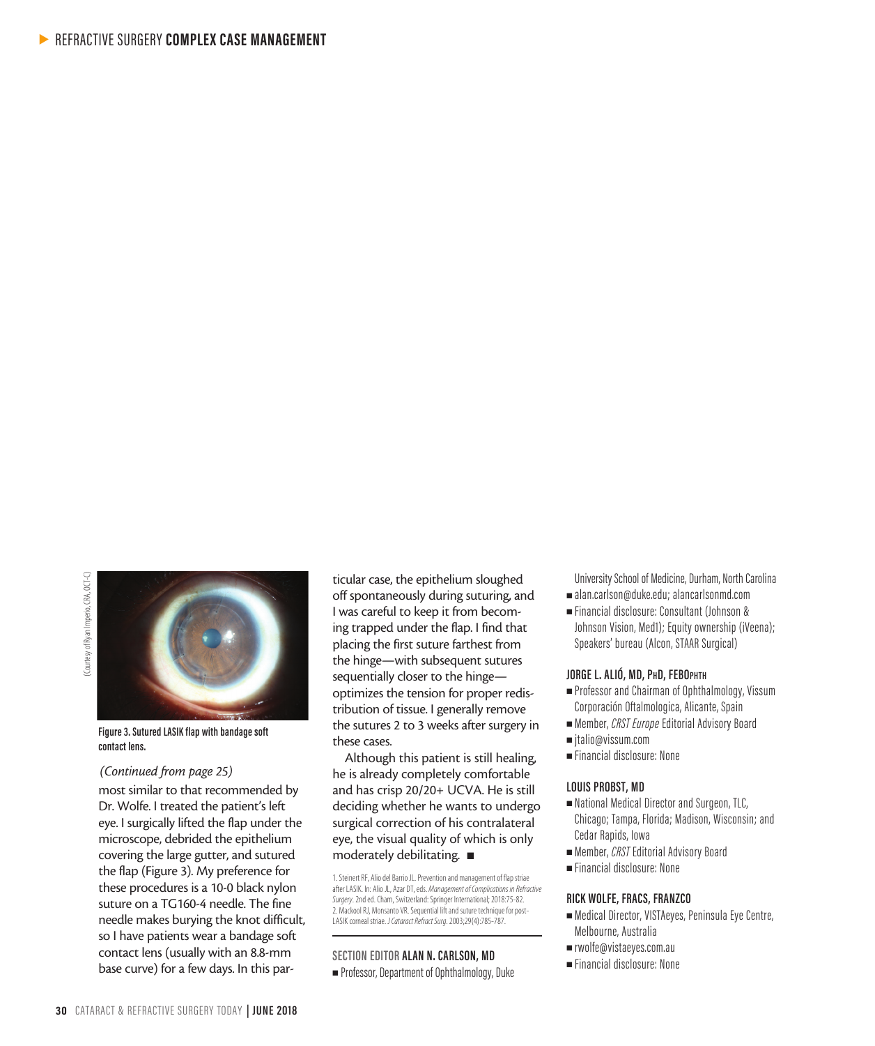(Courtesy of Ryan Imperio, CRA, OCT-C)

**Figure 3. Sutured LASIK flap with bandage soft contact lens.**

*(Continued from page 25)*

most similar to that recommended by Dr. Wolfe. I treated the patient's left eye. I surgically lifted the flap under the microscope, debrided the epithelium covering the large gutter, and sutured the flap (Figure 3). My preference for these procedures is a 10-0 black nylon suture on a TG160-4 needle. The fine needle makes burying the knot difficult, so I have patients wear a bandage soft contact lens (usually with an 8.8-mm base curve) for a few days. In this particular case, the epithelium sloughed off spontaneously during suturing, and I was careful to keep it from becoming trapped under the flap. I find that placing the first suture farthest from the hinge—with subsequent sutures sequentially closer to the hinge—optimizes the tension for proper redistribution of tissue. I generally remove the sutures 2 to 3 weeks after surgery in these cases.

Although this patient is still healing, he is already completely comfortable and has crisp 20/20+ UCVA. He is still deciding whether he wants to undergo surgical correction of his contralateral eye, the visual quality of which is only moderately debilitating. ■

1. Steinert RF, Alio del Barrio JL. Prevention and management of flap striae after LASIK. In: Alio JL, Azar DT, eds. *Management of Complications in Refractive Surgery*. 2nd ed. Cham, Switzerland: Springer International; 2018:75-82.
2. Mackool RJ, Monsanto VR. Sequential lift and suture technique for post-LASIK corneal striae. *J Cataract Refract Surg*. 2003;29(4):785-787.

**SECTION EDITOR ALAN N. CARLSON, MD**
- Professor, Department of Ophthalmology, Duke University School of Medicine, Durham, North Carolina
- alan.carlson@duke.edu; alancarlsonmd.com
- Financial disclosure: Consultant (Johnson & Johnson Vision, Med1); Equity ownership (iVeena); Speakers' bureau (Alcon, STAAR Surgical)

**JORGE L. ALIÓ, MD, PhD, FEBOphth**
- Professor and Chairman of Ophthalmology, Vissum Corporación Oftalmologica, Alicante, Spain
- Member, *CRST Europe* Editorial Advisory Board
- jtalio@vissum.com
- Financial disclosure: None

**LOUIS PROBST, MD**
- National Medical Director and Surgeon, TLC, Chicago; Tampa, Florida; Madison, Wisconsin; and Cedar Rapids, Iowa
- Member, *CRST* Editorial Advisory Board
- Financial disclosure: None

**RICK WOLFE, FRACS, FRANZCO**
- Medical Director, VISTAeyes, Peninsula Eye Centre, Melbourne, Australia
- rwolfe@vistaeyes.com.au
- Financial disclosure: None